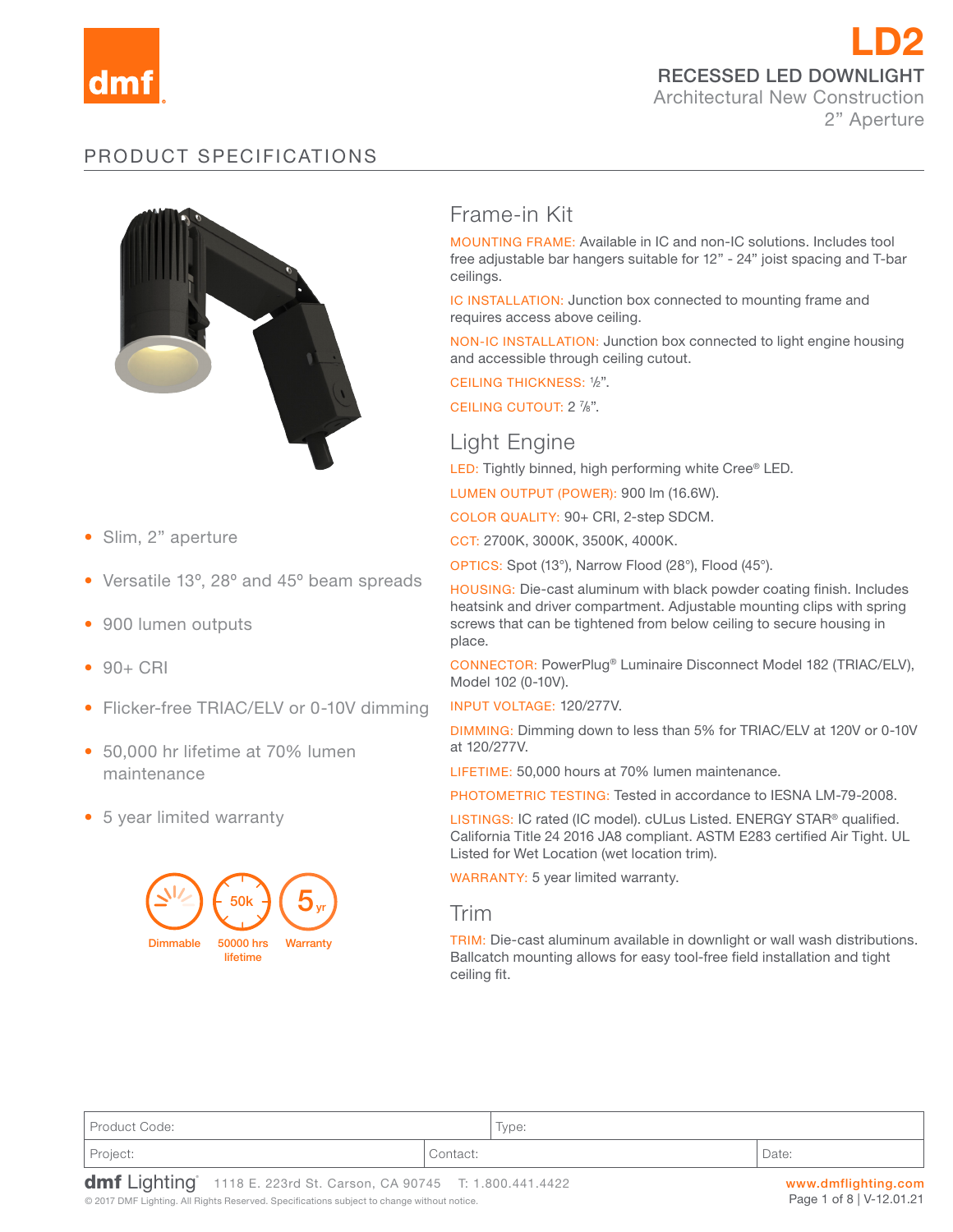# LD2

## RECESSED LED DOWNLIGHT

Architectural New Construction

2" Aperture

## PRODUCT SPECIFICATIONS

- Slim, 2" aperture
- Versatile 13º, 28º and 45º beam spreads
- 900 lumen outputs
- 90+ CRI
- Flicker-free TRIAC/ELV or 0-10V dimming
- 50,000 hr lifetime at 70% lumen maintenance
- 5 year limited warranty

Dimmable | 50000 hrs lifetime | Warranty

### Frame-in Kit

MOUNTING FRAME: Available in IC and non-IC solutions. Includes tool free adjustable bar hangers suitable for 12" - 24" joist spacing and T-bar ceilings.

IC INSTALLATION: Junction box connected to mounting frame and requires access above ceiling.

NON-IC INSTALLATION: Junction box connected to light engine housing and accessible through ceiling cutout.

CEILING THICKNESS: ½".

CEILING CUTOUT: 2 ⅞".

### Light Engine

LED: Tightly binned, high performing white Cree® LED.

LUMEN OUTPUT (POWER): 900 lm (16.6W).

COLOR QUALITY: 90+ CRI, 2-step SDCM.

CCT: 2700K, 3000K, 3500K, 4000K.

OPTICS: Spot (13°), Narrow Flood (28°), Flood (45°).

HOUSING: Die-cast aluminum with black powder coating finish. Includes heatsink and driver compartment. Adjustable mounting clips with spring screws that can be tightened from below ceiling to secure housing in place.

CONNECTOR: PowerPlug® Luminaire Disconnect Model 182 (TRIAC/ELV), Model 102 (0-10V).

INPUT VOLTAGE: 120/277V.

DIMMING: Dimming down to less than 5% for TRIAC/ELV at 120V or 0-10V at 120/277V.

LIFETIME: 50,000 hours at 70% lumen maintenance.

PHOTOMETRIC TESTING: Tested in accordance to IESNA LM-79-2008.

LISTINGS: IC rated (IC model). cULus Listed. ENERGY STAR® qualified. California Title 24 2016 JA8 compliant. ASTM E283 certified Air Tight. UL Listed for Wet Location (wet location trim).

WARRANTY: 5 year limited warranty.

### Trim

TRIM: Die-cast aluminum available in downlight or wall wash distributions. Ballcatch mounting allows for easy tool-free field installation and tight ceiling fit.

| Product Code: | | Type: |
|---|---|---|
| Project: | Contact: | Date: |

dmf Lighting 1118 E. 223rd St. Carson, CA 90745 T: 1.800.441.4422 www.dmflighting.com

© 2017 DMF Lighting. All Rights Reserved. Specifications subject to change without notice. V-12.01.21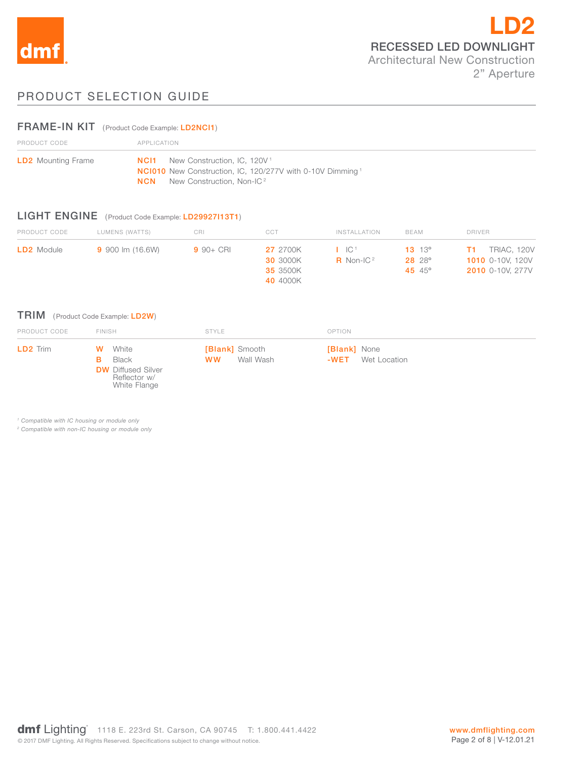# LD2

## RECESSED LED DOWNLIGHT

Architectural New Construction
2" Aperture

## PRODUCT SELECTION GUIDE

### FRAME-IN KIT (Product Code Example: LD2NCI1)

| PRODUCT CODE | APPLICATION |
| --- | --- |
| **LD2** Mounting Frame | **NCI1** New Construction, IC, 120V [1]<br>**NCI010** New Construction, IC, 120/277V with 0-10V Dimming [1]<br>**NCN** New Construction, Non-IC [2] |

### LIGHT ENGINE (Product Code Example: LD29927I13T1)

| PRODUCT CODE | LUMENS (WATTS) | CRI | CCT | INSTALLATION | BEAM | DRIVER |
| --- | --- | --- | --- | --- | --- | --- |
| **LD2** Module | **9** 900 lm (16.6W) | **9** 90+ CRI | **27** 2700K<br>**30** 3000K<br>**35** 3500K<br>**40** 4000K | **I** IC [1]<br>**R** Non-IC [2] | **13** 13°<br>**28** 28°<br>**45** 45° | **T1** TRIAC, 120V<br>**1010** 0-10V, 120V<br>**2010** 0-10V, 277V |

### TRIM (Product Code Example: LD2W)

| PRODUCT CODE | FINISH | STYLE | OPTION |
| --- | --- | --- | --- |
| **LD2** Trim | **W** White<br>**B** Black<br>**DW** Diffused Silver Reflector w/ White Flange | **[Blank]** Smooth<br>**WW** Wall Wash | **[Blank]** None<br>**-WET** Wet Location |

*[1] Compatible with IC housing or module only*
*[2] Compatible with non-IC housing or module only*

**dmf** Lighting 1118 E. 223rd St. Carson, CA 90745 T: 1.800.441.4422 www.dmflighting.com

© 2017 DMF Lighting. All Rights Reserved. Specifications subject to change without notice. V-12.01.21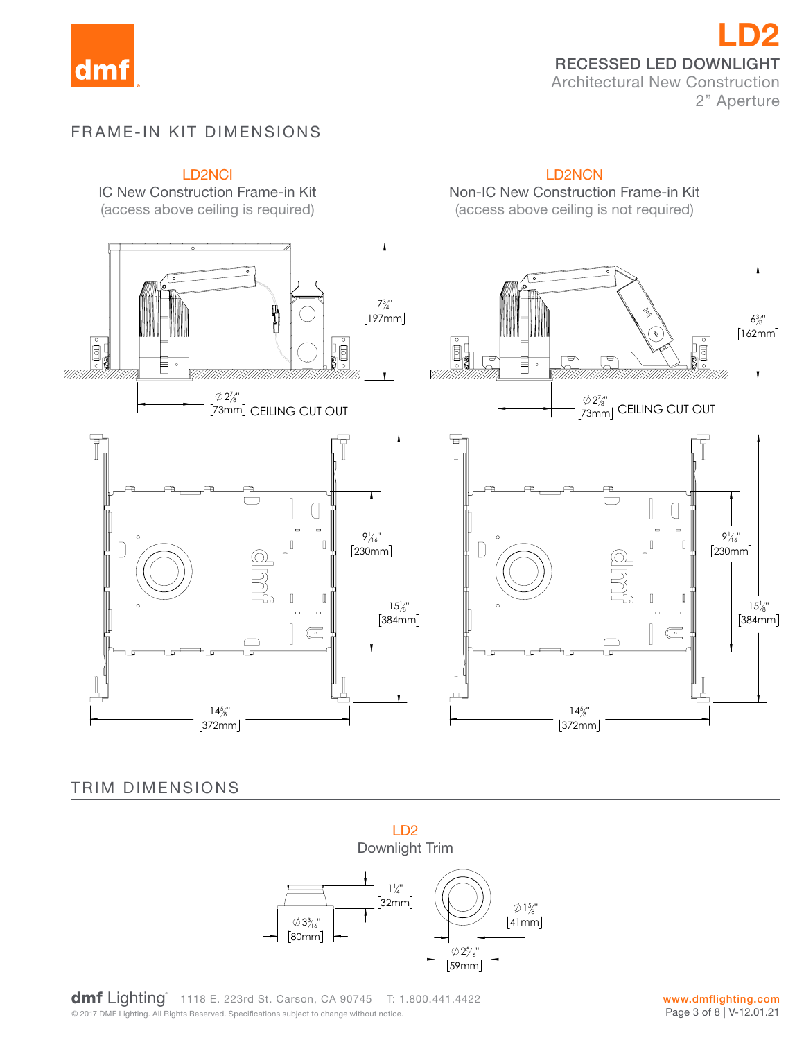# LD2

## RECESSED LED DOWNLIGHT

Architectural New Construction

2" Aperture

## FRAME-IN KIT DIMENSIONS

### LD2NCI

IC New Construction Frame-in Kit

(access above ceiling is required)

7¾" [197mm]

∅ 2⅞" [73mm] CEILING CUT OUT

9 1/16" [230mm]

15⅛" [384mm]

14⅝" [372mm]

### LD2NCN

Non-IC New Construction Frame-in Kit

(access above ceiling is not required)

6⅜" [162mm]

∅ 2⅞" [73mm] CEILING CUT OUT

9 1/16" [230mm]

15⅛" [384mm]

14⅝" [372mm]

## TRIM DIMENSIONS

### LD2

Downlight Trim

1¼" [32mm]

∅ 3 3/16" [80mm]

∅ 1⅝" [41mm]

∅ 2 5/16" [59mm]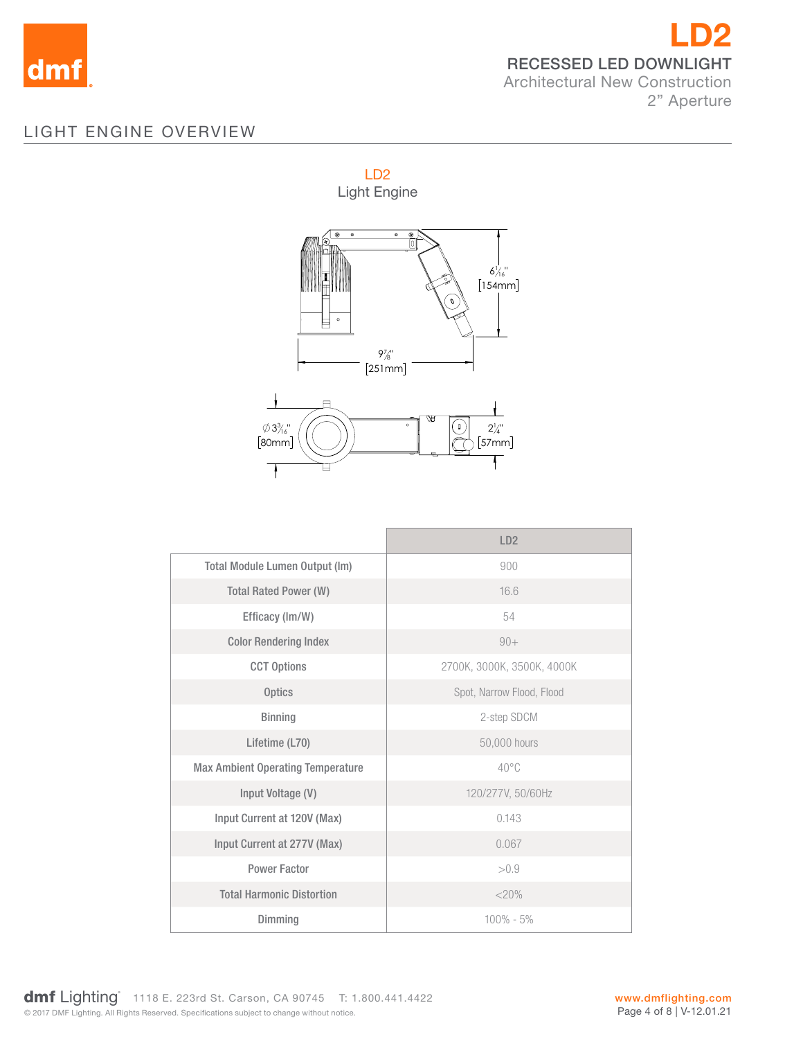# LD2

## RECESSED LED DOWNLIGHT

Architectural New Construction
2" Aperture

## LIGHT ENGINE OVERVIEW

LD2
Light Engine

6$\frac{1}{16}$" [154mm]

9$\frac{7}{8}$" [251mm]

∅3$\frac{3}{16}$" [80mm]

2$\frac{1}{4}$" [57mm]

| | LD2 |
|---|---|
| Total Module Lumen Output (lm) | 900 |
| Total Rated Power (W) | 16.6 |
| Efficacy (lm/W) | 54 |
| Color Rendering Index | 90+ |
| CCT Options | 2700K, 3000K, 3500K, 4000K |
| Optics | Spot, Narrow Flood, Flood |
| Binning | 2-step SDCM |
| Lifetime (L70) | 50,000 hours |
| Max Ambient Operating Temperature | 40°C |
| Input Voltage (V) | 120/277V, 50/60Hz |
| Input Current at 120V (Max) | 0.143 |
| Input Current at 277V (Max) | 0.067 |
| Power Factor | >0.9 |
| Total Harmonic Distortion | <20% |
| Dimming | 100% - 5% |

dmf Lighting 1118 E. 223rd St. Carson, CA 90745 T: 1.800.441.4422
© 2017 DMF Lighting. All Rights Reserved. Specifications subject to change without notice.

www.dmflighting.com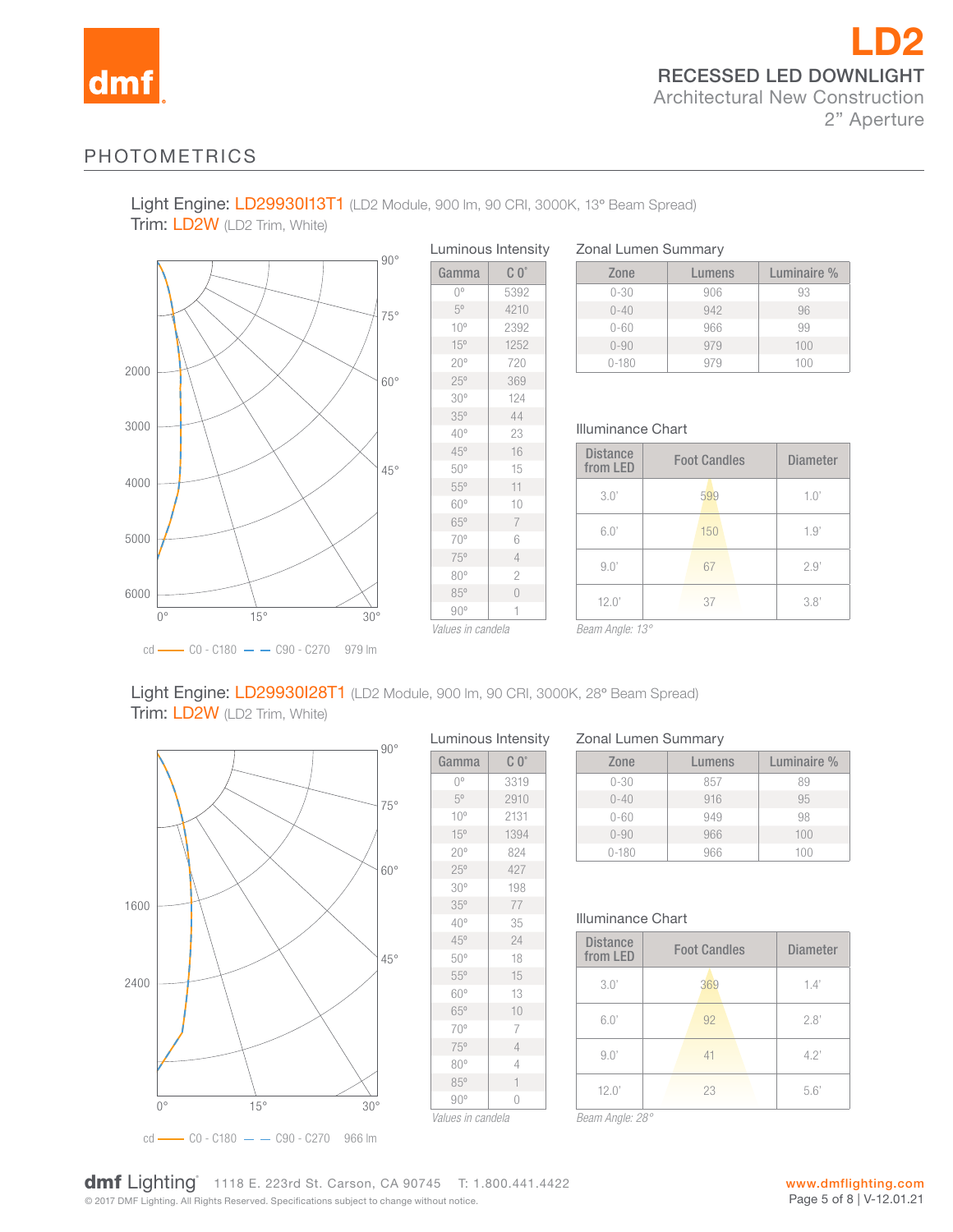# LD2

## RECESSED LED DOWNLIGHT

Architectural New Construction
2" Aperture

## PHOTOMETRICS

Light Engine: LD29930I13T1 (LD2 Module, 900 lm, 90 CRI, 3000K, 13° Beam Spread)
Trim: LD2W (LD2 Trim, White)

cd —— C0 - C180 – – C90 - C270 979 lm

**Luminous Intensity**

| Gamma | C 0° |
|---|---|
| 0° | 5392 |
| 5° | 4210 |
| 10° | 2392 |
| 15° | 1252 |
| 20° | 720 |
| 25° | 369 |
| 30° | 124 |
| 35° | 44 |
| 40° | 23 |
| 45° | 16 |
| 50° | 15 |
| 55° | 11 |
| 60° | 10 |
| 65° | 7 |
| 70° | 6 |
| 75° | 4 |
| 80° | 2 |
| 85° | 0 |
| 90° | 1 |

*Values in candela*

**Zonal Lumen Summary**

| Zone | Lumens | Luminaire % |
|---|---|---|
| 0-30 | 906 | 93 |
| 0-40 | 942 | 96 |
| 0-60 | 966 | 99 |
| 0-90 | 979 | 100 |
| 0-180 | 979 | 100 |

**Illuminance Chart**

| Distance from LED | Foot Candles | Diameter |
|---|---|---|
| 3.0' | 599 | 1.0' |
| 6.0' | 150 | 1.9' |
| 9.0' | 67 | 2.9' |
| 12.0' | 37 | 3.8' |

*Beam Angle: 13°*

Light Engine: LD29930I28T1 (LD2 Module, 900 lm, 90 CRI, 3000K, 28° Beam Spread)
Trim: LD2W (LD2 Trim, White)

cd —— C0 - C180 – – C90 - C270 966 lm

**Luminous Intensity**

| Gamma | C 0° |
|---|---|
| 0° | 3319 |
| 5° | 2910 |
| 10° | 2131 |
| 15° | 1394 |
| 20° | 824 |
| 25° | 427 |
| 30° | 198 |
| 35° | 77 |
| 40° | 35 |
| 45° | 24 |
| 50° | 18 |
| 55° | 15 |
| 60° | 13 |
| 65° | 10 |
| 70° | 7 |
| 75° | 4 |
| 80° | 4 |
| 85° | 1 |
| 90° | 0 |

*Values in candela*

**Zonal Lumen Summary**

| Zone | Lumens | Luminaire % |
|---|---|---|
| 0-30 | 857 | 89 |
| 0-40 | 916 | 95 |
| 0-60 | 949 | 98 |
| 0-90 | 966 | 100 |
| 0-180 | 966 | 100 |

**Illuminance Chart**

| Distance from LED | Foot Candles | Diameter |
|---|---|---|
| 3.0' | 369 | 1.4' |
| 6.0' | 92 | 2.8' |
| 9.0' | 41 | 4.2' |
| 12.0' | 23 | 5.6' |

*Beam Angle: 28°*

dmf Lighting 1118 E. 223rd St. Carson, CA 90745 T: 1.800.441.4422
© 2017 DMF Lighting. All Rights Reserved. Specifications subject to change without notice.
www.dmflighting.com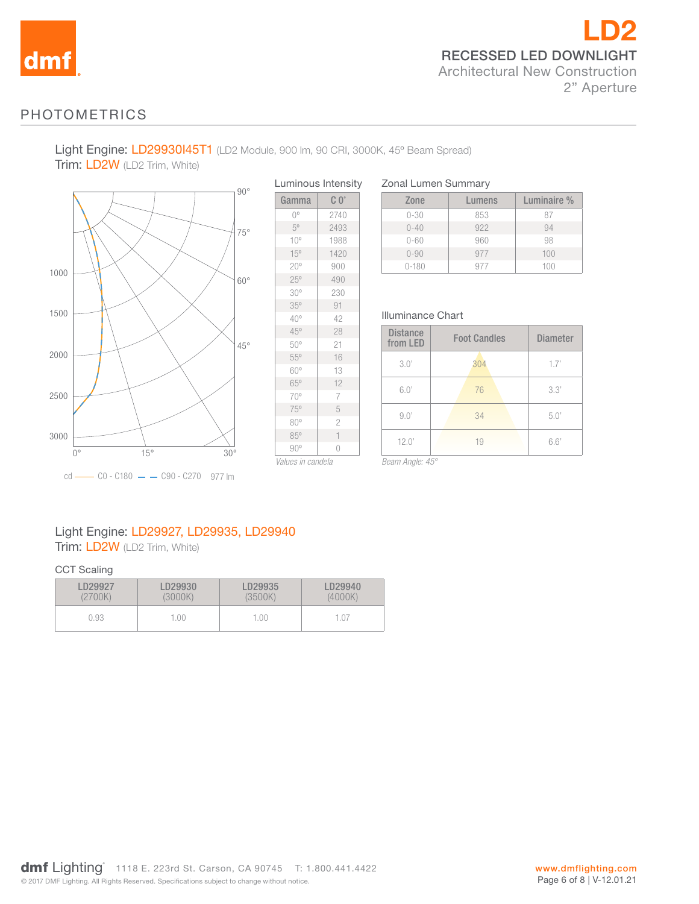# LD2

## RECESSED LED DOWNLIGHT

Architectural New Construction
2" Aperture

## PHOTOMETRICS

Light Engine: LD29930I45T1 (LD2 Module, 900 lm, 90 CRI, 3000K, 45° Beam Spread)
Trim: LD2W (LD2 Trim, White)

cd —— C0 - C180 – – C90 - C270 977 lm

Luminous Intensity

| Gamma | C 0° |
|---|---|
| 0° | 2740 |
| 5° | 2493 |
| 10° | 1988 |
| 15° | 1420 |
| 20° | 900 |
| 25° | 490 |
| 30° | 230 |
| 35° | 91 |
| 40° | 42 |
| 45° | 28 |
| 50° | 21 |
| 55° | 16 |
| 60° | 13 |
| 65° | 12 |
| 70° | 7 |
| 75° | 5 |
| 80° | 2 |
| 85° | 1 |
| 90° | 0 |

*Values in candela*

Zonal Lumen Summary

| Zone | Lumens | Luminaire % |
|---|---|---|
| 0-30 | 853 | 87 |
| 0-40 | 922 | 94 |
| 0-60 | 960 | 98 |
| 0-90 | 977 | 100 |
| 0-180 | 977 | 100 |

Illuminance Chart

| Distance from LED | Foot Candles | Diameter |
|---|---|---|
| 3.0' | 304 | 1.7' |
| 6.0' | 76 | 3.3' |
| 9.0' | 34 | 5.0' |
| 12.0' | 19 | 6.6' |

*Beam Angle: 45°*

Light Engine: LD29927, LD29935, LD29940
Trim: LD2W (LD2 Trim, White)

CCT Scaling

| LD29927 (2700K) | LD29930 (3000K) | LD29935 (3500K) | LD29940 (4000K) |
|---|---|---|---|
| 0.93 | 1.00 | 1.00 | 1.07 |

**dmf** Lighting® 1118 E. 223rd St. Carson, CA 90745 T: 1.800.441.4422 www.dmflighting.com

© 2017 DMF Lighting. All Rights Reserved. Specifications subject to change without notice. V-12.01.21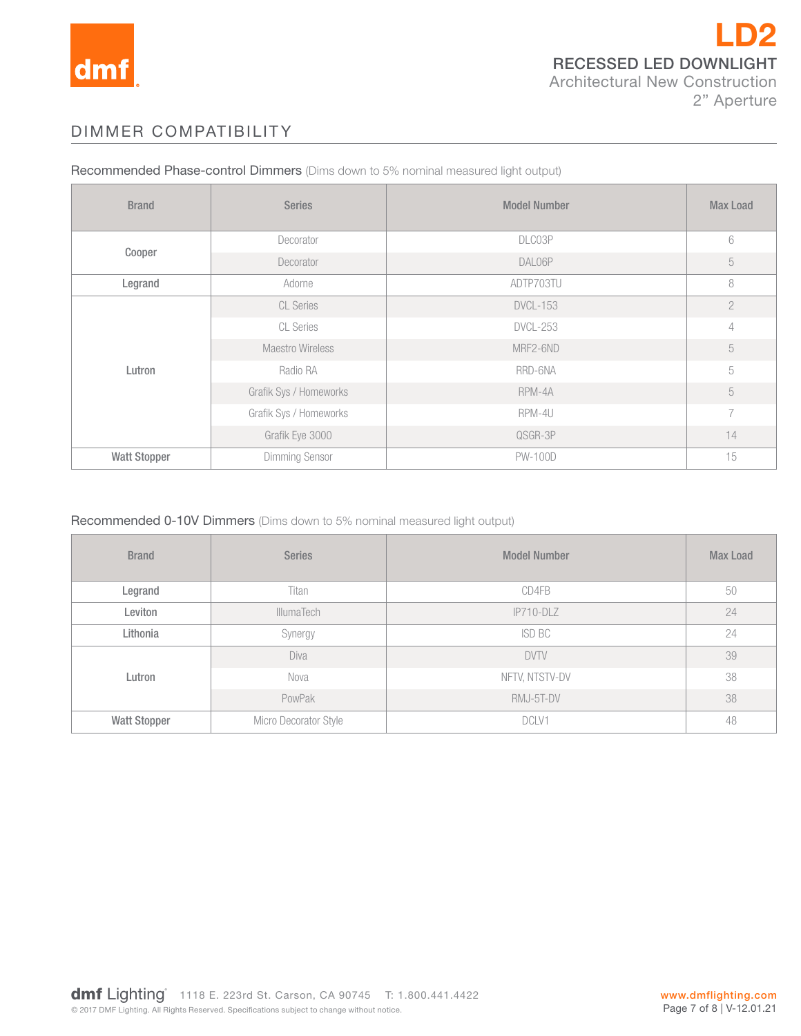# LD2

## RECESSED LED DOWNLIGHT

Architectural New Construction
2" Aperture

## DIMMER COMPATIBILITY

### Recommended Phase-control Dimmers (Dims down to 5% nominal measured light output)

| Brand | Series | Model Number | Max Load |
|---|---|---|---|
| Cooper | Decorator | DLC03P | 6 |
| | Decorator | DAL06P | 5 |
| Legrand | Adorne | ADTP703TU | 8 |
| Lutron | CL Series | DVCL-153 | 2 |
| | CL Series | DVCL-253 | 4 |
| | Maestro Wireless | MRF2-6ND | 5 |
| | Radio RA | RRD-6NA | 5 |
| | Grafik Sys / Homeworks | RPM-4A | 5 |
| | Grafik Sys / Homeworks | RPM-4U | 7 |
| | Grafik Eye 3000 | QSGR-3P | 14 |
| Watt Stopper | Dimming Sensor | PW-100D | 15 |

### Recommended 0-10V Dimmers (Dims down to 5% nominal measured light output)

| Brand | Series | Model Number | Max Load |
|---|---|---|---|
| Legrand | Titan | CD4FB | 50 |
| Leviton | IllumaTech | IP710-DLZ | 24 |
| Lithonia | Synergy | ISD BC | 24 |
| Lutron | Diva | DVTV | 39 |
| | Nova | NFTV, NTSTV-DV | 38 |
| | PowPak | RMJ-5T-DV | 38 |
| Watt Stopper | Micro Decorator Style | DCLV1 | 48 |

dmf Lighting 1118 E. 223rd St. Carson, CA 90745 T: 1.800.441.4422
© 2017 DMF Lighting. All Rights Reserved. Specifications subject to change without notice.
www.dmflighting.com
V-12.01.21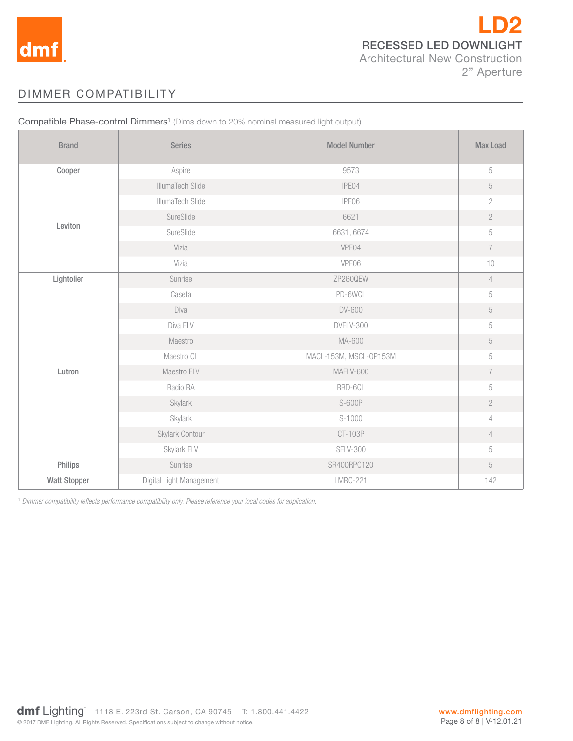# LD2

## RECESSED LED DOWNLIGHT

Architectural New Construction
2" Aperture

## DIMMER COMPATIBILITY

Compatible Phase-control Dimmers[1] (Dims down to 20% nominal measured light output)

| Brand | Series | Model Number | Max Load |
|---|---|---|---|
| Cooper | Aspire | 9573 | 5 |
| Leviton | IllumaTech Slide | IPE04 | 5 |
| | IllumaTech Slide | IPE06 | 2 |
| | SureSlide | 6621 | 2 |
| | SureSlide | 6631, 6674 | 5 |
| | Vizia | VPE04 | 7 |
| | Vizia | VPE06 | 10 |
| Lightolier | Sunrise | ZP260QEW | 4 |
| Lutron | Caseta | PD-6WCL | 5 |
| | Diva | DV-600 | 5 |
| | Diva ELV | DVELV-300 | 5 |
| | Maestro | MA-600 | 5 |
| | Maestro CL | MACL-153M, MSCL-OP153M | 5 |
| | Maestro ELV | MAELV-600 | 7 |
| | Radio RA | RRD-6CL | 5 |
| | Skylark | S-600P | 2 |
| | Skylark | S-1000 | 4 |
| | Skylark Contour | CT-103P | 4 |
| | Skylark ELV | SELV-300 | 5 |
| Philips | Sunrise | SR400RPC120 | 5 |
| Watt Stopper | Digital Light Management | LMRC-221 | 142 |

[1] *Dimmer compatibility reflects performance compatibility only. Please reference your local codes for application.*

**dmf** Lighting 1118 E. 223rd St. Carson, CA 90745 T: 1.800.441.4422

© 2017 DMF Lighting. All Rights Reserved. Specifications subject to change without notice.

www.dmflighting.com

V-12.01.21